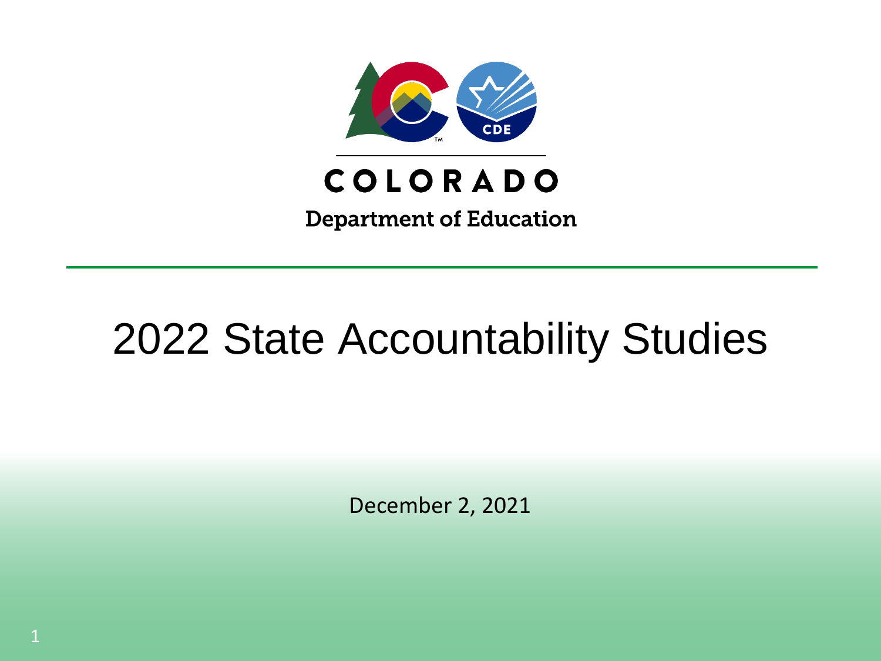COLORADO

Department of Education

# 2022 State Accountability Studies

December 2, 2021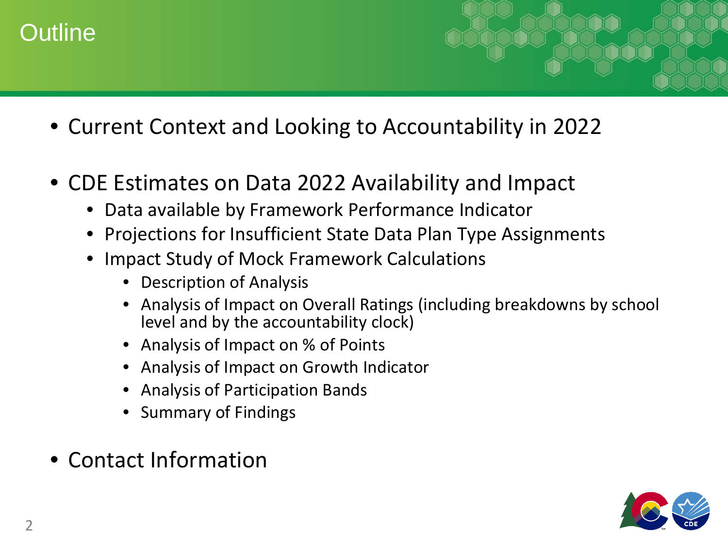# Outline

- Current Context and Looking to Accountability in 2022
- CDE Estimates on Data 2022 Availability and Impact
  - Data available by Framework Performance Indicator
  - Projections for Insufficient State Data Plan Type Assignments
  - Impact Study of Mock Framework Calculations
    - Description of Analysis
    - Analysis of Impact on Overall Ratings (including breakdowns by school level and by the accountability clock)
    - Analysis of Impact on % of Points
    - Analysis of Impact on Growth Indicator
    - Analysis of Participation Bands
    - Summary of Findings
- Contact Information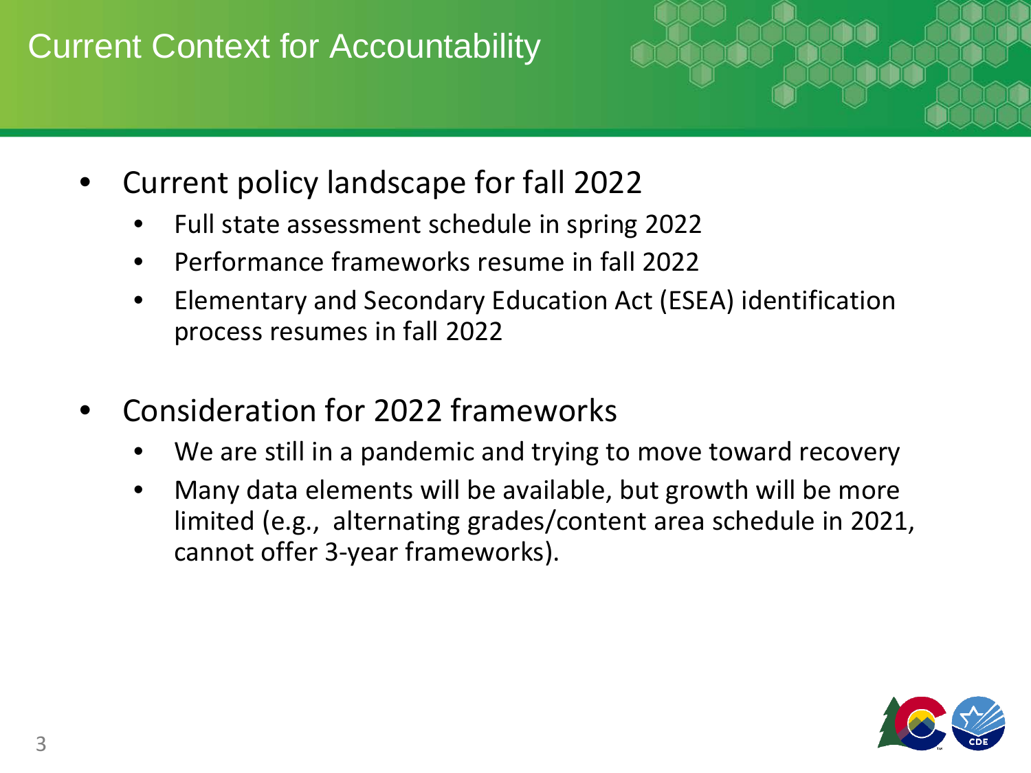# Current Context for Accountability

- Current policy landscape for fall 2022
  - Full state assessment schedule in spring 2022
  - Performance frameworks resume in fall 2022
  - Elementary and Secondary Education Act (ESEA) identification process resumes in fall 2022

- Consideration for 2022 frameworks
  - We are still in a pandemic and trying to move toward recovery
  - Many data elements will be available, but growth will be more limited (e.g., alternating grades/content area schedule in 2021, cannot offer 3-year frameworks).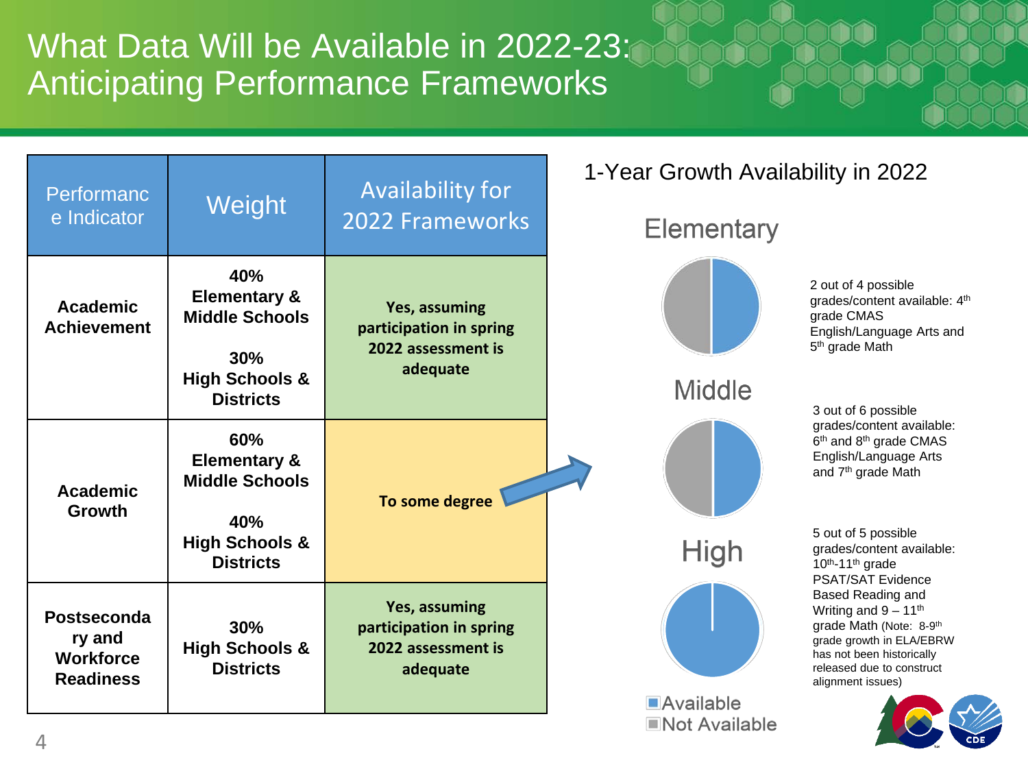# What Data Will be Available in 2022-23: Anticipating Performance Frameworks

| Performance Indicator | Weight | Availability for 2022 Frameworks |
|---|---|---|
| **Academic Achievement** | **40% Elementary & Middle Schools**<br><br>**30% High Schools & Districts** | **Yes, assuming participation in spring 2022 assessment is adequate** |
| **Academic Growth** | **60% Elementary & Middle Schools**<br><br>**40% High Schools & Districts** | **To some degree** |
| **Postsecondary and Workforce Readiness** | **30% High Schools & Districts** | **Yes, assuming participation in spring 2022 assessment is adequate** |

## 1-Year Growth Availability in 2022

### Elementary

2 out of 4 possible grades/content available: 4th grade CMAS English/Language Arts and 5th grade Math

### Middle

3 out of 6 possible grades/content available: 6th and 8th grade CMAS English/Language Arts and 7th grade Math

### High

5 out of 5 possible grades/content available: 10th-11th grade PSAT/SAT Evidence Based Reading and Writing and 9 – 11th grade Math (Note: 8-9th grade growth in ELA/EBRW has not been historically released due to construct alignment issues)

- Available
- Not Available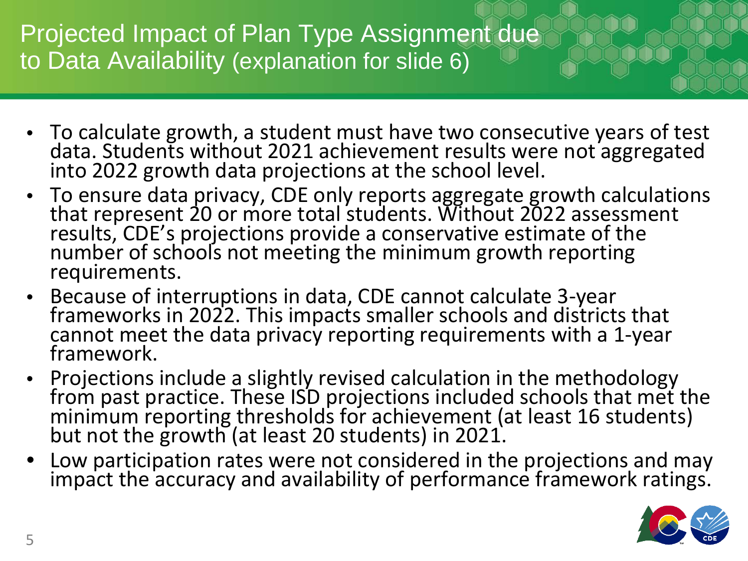# Projected Impact of Plan Type Assignment due to Data Availability (explanation for slide 6)

- To calculate growth, a student must have two consecutive years of test data. Students without 2021 achievement results were not aggregated into 2022 growth data projections at the school level.
- To ensure data privacy, CDE only reports aggregate growth calculations that represent 20 or more total students. Without 2022 assessment results, CDE's projections provide a conservative estimate of the number of schools not meeting the minimum growth reporting requirements.
- Because of interruptions in data, CDE cannot calculate 3-year frameworks in 2022. This impacts smaller schools and districts that cannot meet the data privacy reporting requirements with a 1-year framework.
- Projections include a slightly revised calculation in the methodology from past practice. These ISD projections included schools that met the minimum reporting thresholds for achievement (at least 16 students) but not the growth (at least 20 students) in 2021.
- Low participation rates were not considered in the projections and may impact the accuracy and availability of performance framework ratings.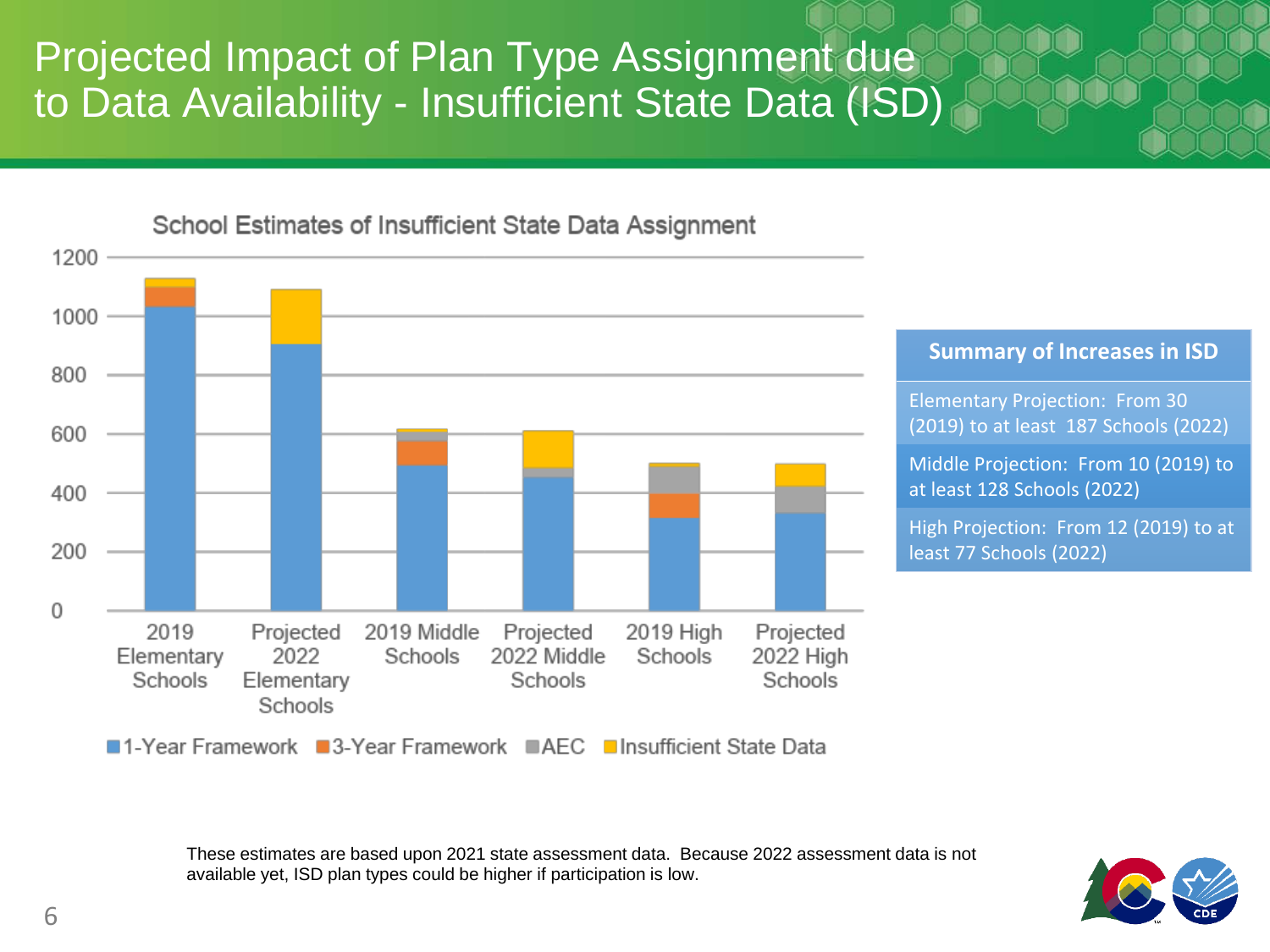# Projected Impact of Plan Type Assignment due to Data Availability - Insufficient State Data (ISD)

School Estimates of Insufficient State Data Assignment

| Summary of Increases in ISD |
| --- |
| Elementary Projection: From 30 (2019) to at least 187 Schools (2022) |
| Middle Projection: From 10 (2019) to at least 128 Schools (2022) |
| High Projection: From 12 (2019) to at least 77 Schools (2022) |

These estimates are based upon 2021 state assessment data. Because 2022 assessment data is not available yet, ISD plan types could be higher if participation is low.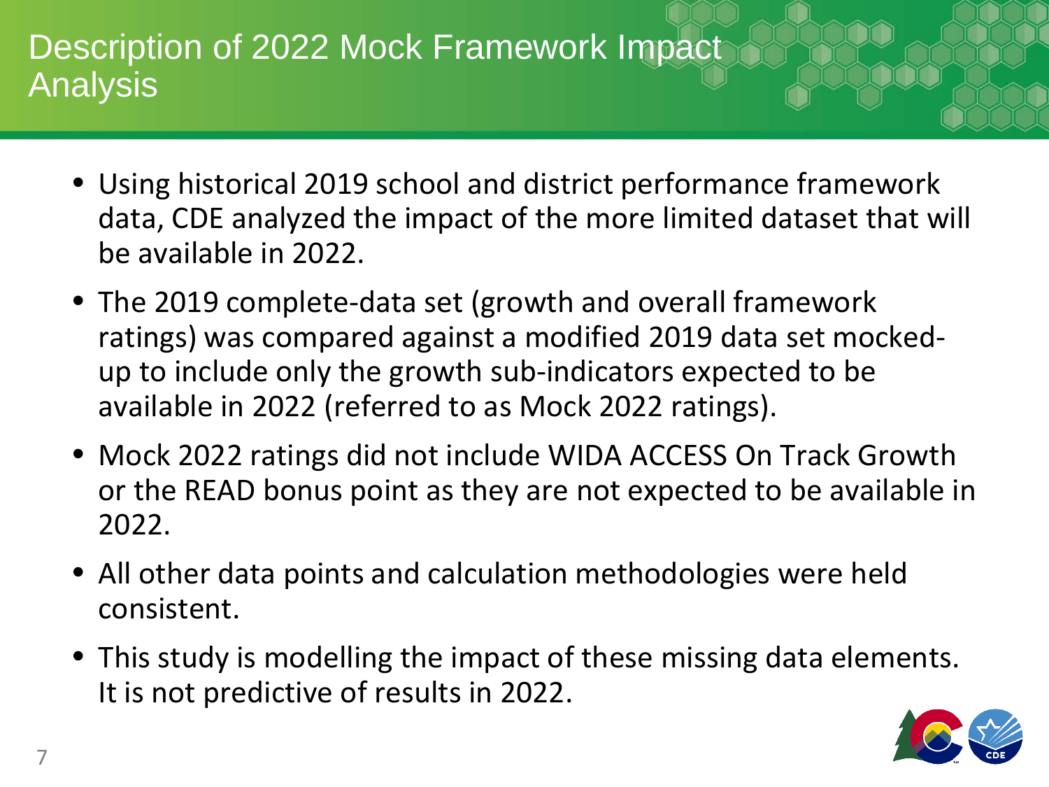# Description of 2022 Mock Framework Impact Analysis

- Using historical 2019 school and district performance framework data, CDE analyzed the impact of the more limited dataset that will be available in 2022.
- The 2019 complete-data set (growth and overall framework ratings) was compared against a modified 2019 data set mocked-up to include only the growth sub-indicators expected to be available in 2022 (referred to as Mock 2022 ratings).
- Mock 2022 ratings did not include WIDA ACCESS On Track Growth or the READ bonus point as they are not expected to be available in 2022.
- All other data points and calculation methodologies were held consistent.
- This study is modelling the impact of these missing data elements. It is not predictive of results in 2022.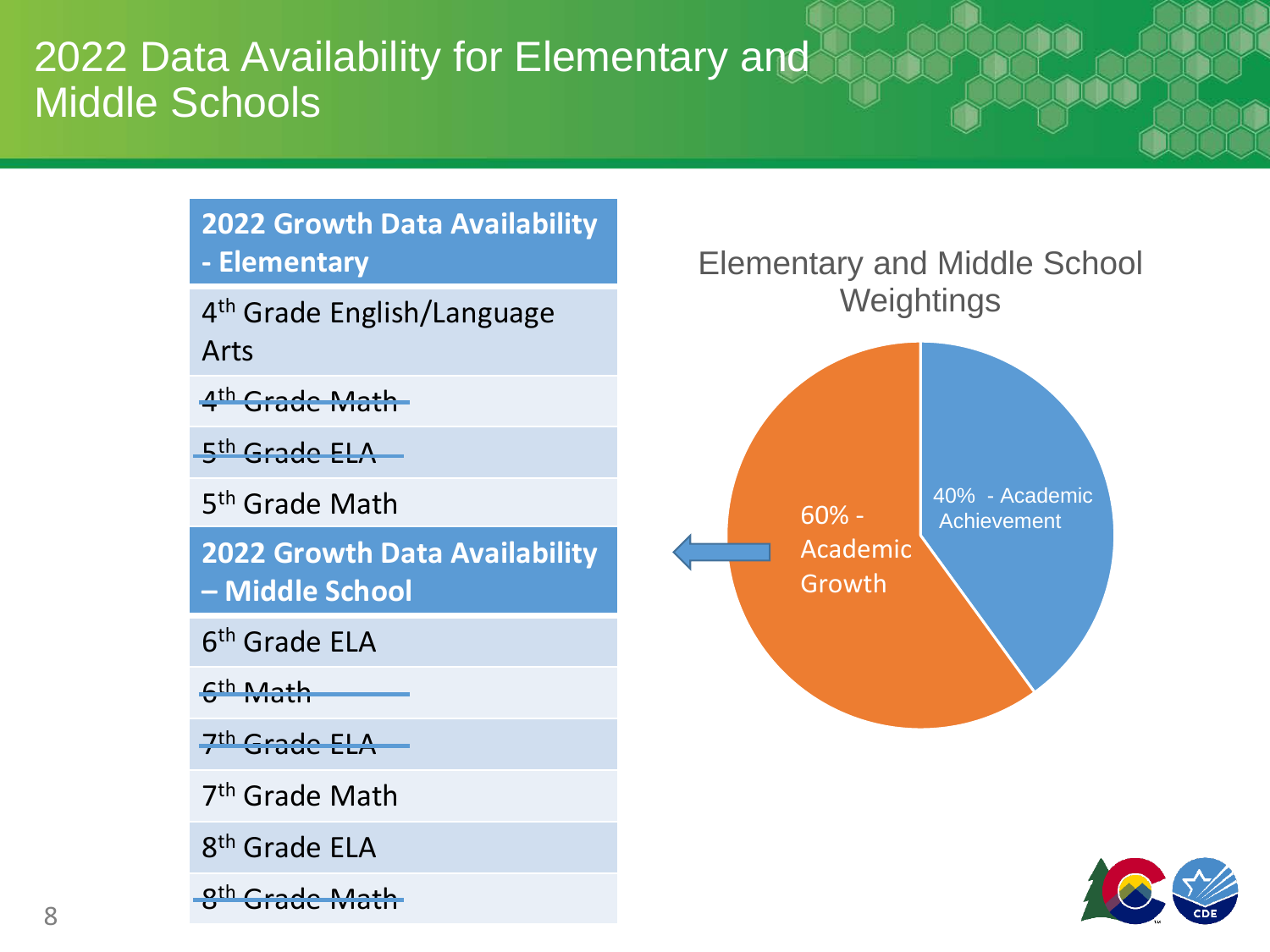# 2022 Data Availability for Elementary and Middle Schools

| 2022 Growth Data Availability - Elementary |
| --- |
| 4th Grade English/Language Arts |
| ~~4th Grade Math~~ |
| ~~5th Grade ELA~~ |
| 5th Grade Math |

| 2022 Growth Data Availability – Middle School |
| --- |
| 6th Grade ELA |
| ~~6th Math~~ |
| ~~7th Grade ELA~~ |
| 7th Grade Math |
| 8th Grade ELA |
| ~~8th Grade Math~~ |

## Elementary and Middle School Weightings

- 60% - Academic Growth
- 40% - Academic Achievement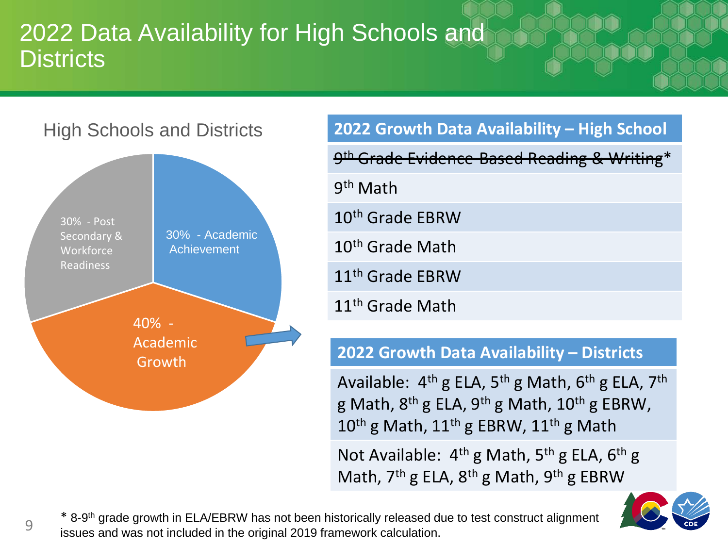# 2022 Data Availability for High Schools and Districts

## High Schools and Districts

- 30% - Academic Achievement
- 40% - Academic Growth
- 30% - Post Secondary & Workforce Readiness

| 2022 Growth Data Availability – High School |
| --- |
| ~~9th Grade Evidence-Based Reading & Writing~~* |
| 9th Math |
| 10th Grade EBRW |
| 10th Grade Math |
| 11th Grade EBRW |
| 11th Grade Math |

| 2022 Growth Data Availability – Districts |
| --- |
| Available: 4th g ELA, 5th g Math, 6th g ELA, 7th g Math, 8th g ELA, 9th g Math, 10th g EBRW, 10th g Math, 11th g EBRW, 11th g Math |
| Not Available: 4th g Math, 5th g ELA, 6th g Math, 7th g ELA, 8th g Math, 9th g EBRW |

* 8-9th grade growth in ELA/EBRW has not been historically released due to test construct alignment issues and was not included in the original 2019 framework calculation.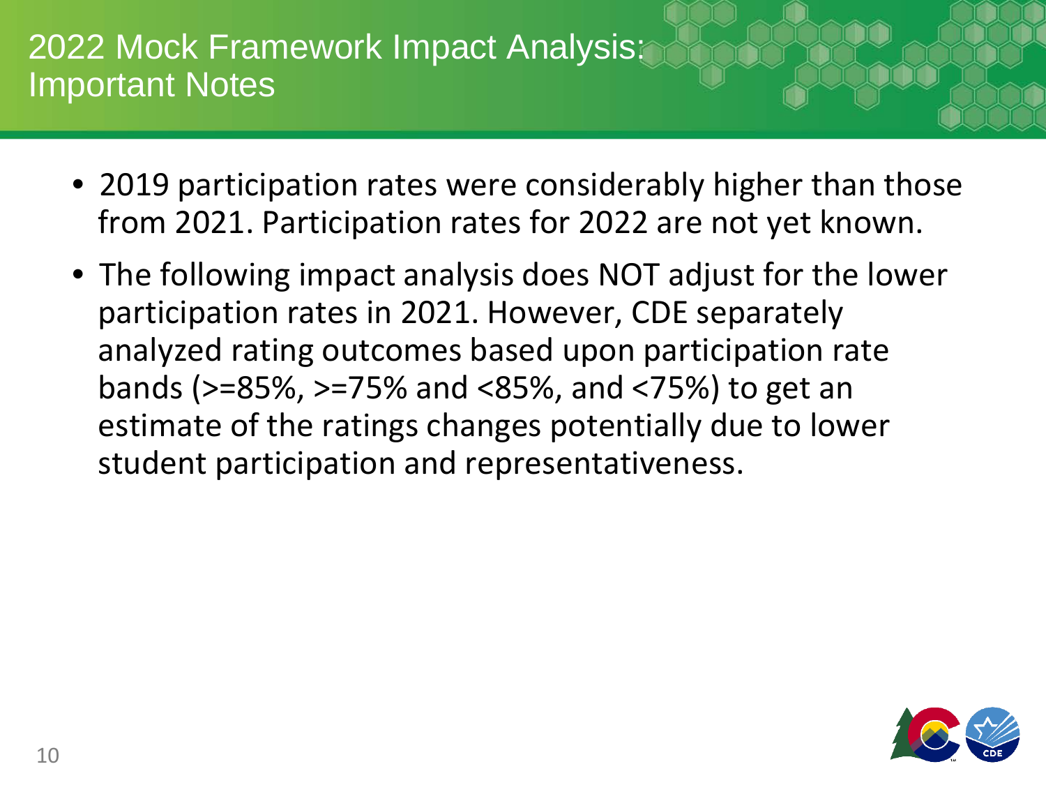# 2022 Mock Framework Impact Analysis: Important Notes

- 2019 participation rates were considerably higher than those from 2021. Participation rates for 2022 are not yet known.
- The following impact analysis does NOT adjust for the lower participation rates in 2021. However, CDE separately analyzed rating outcomes based upon participation rate bands (>=85%, >=75% and <85%, and <75%) to get an estimate of the ratings changes potentially due to lower student participation and representativeness.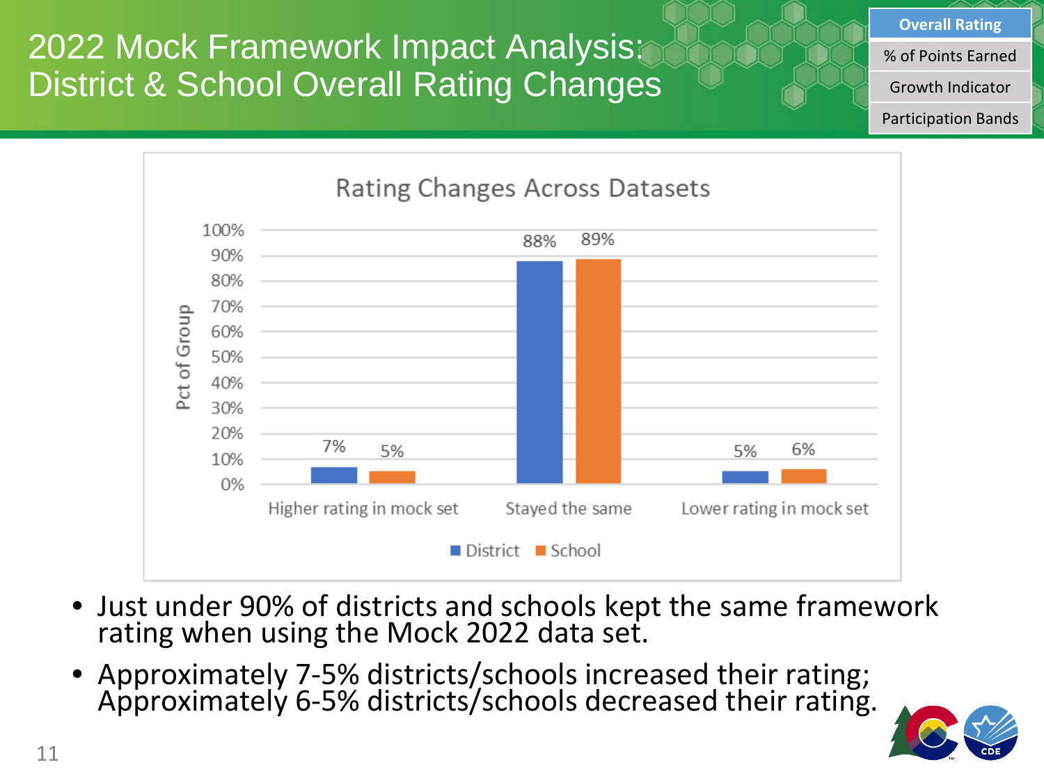# 2022 Mock Framework Impact Analysis: District & School Overall Rating Changes

- **Overall Rating**
- % of Points Earned
- Growth Indicator
- Participation Bands

**Rating Changes Across Datasets**

| | District | School |
|---|---|---|
| Higher rating in mock set | 7% | 5% |
| Stayed the same | 88% | 89% |
| Lower rating in mock set | 5% | 6% |

- Just under 90% of districts and schools kept the same framework rating when using the Mock 2022 data set.
- Approximately 7-5% districts/schools increased their rating; Approximately 6-5% districts/schools decreased their rating.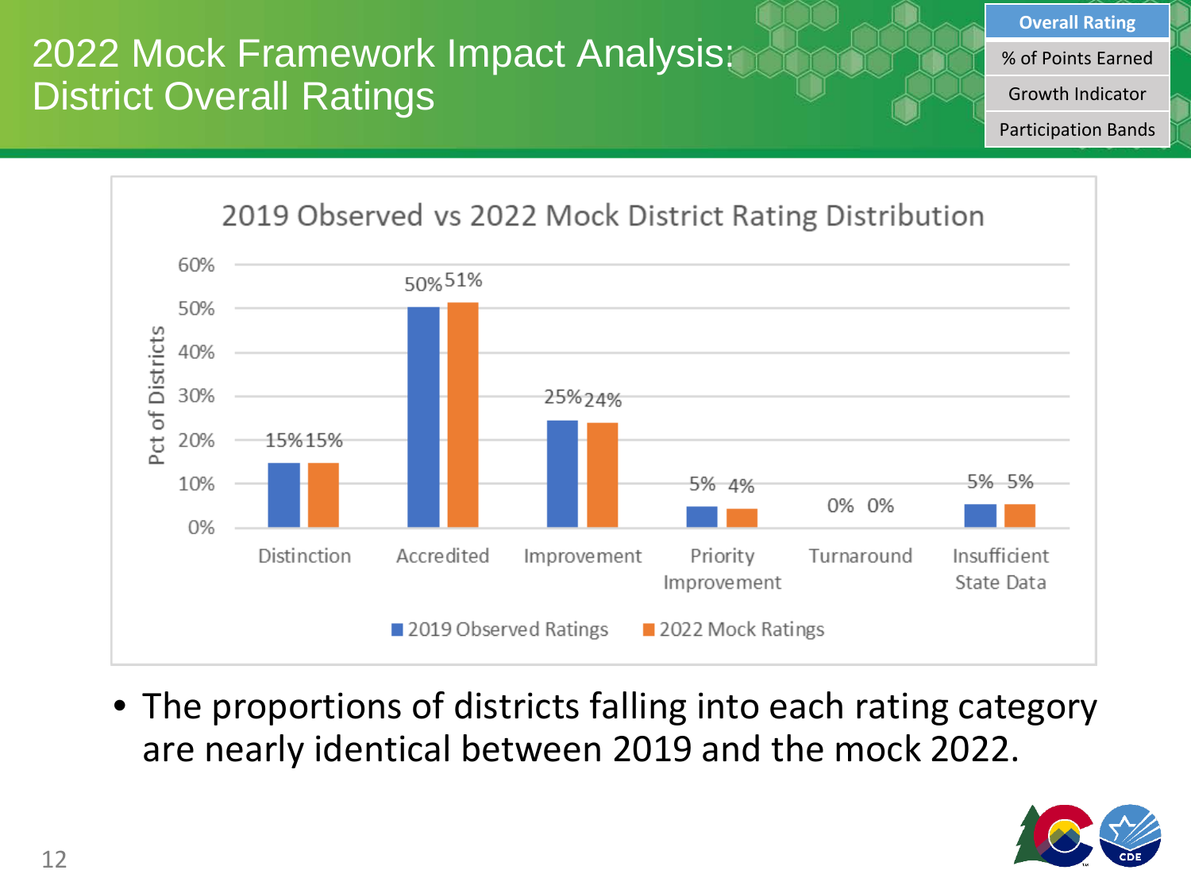# 2022 Mock Framework Impact Analysis: District Overall Ratings

| Overall Rating |
| --- |
| % of Points Earned |
| Growth Indicator |
| Participation Bands |

**2019 Observed vs 2022 Mock District Rating Distribution**

| Rating | 2019 Observed Ratings | 2022 Mock Ratings |
| --- | --- | --- |
| Distinction | 15% | 15% |
| Accredited | 50% | 51% |
| Improvement | 25% | 24% |
| Priority Improvement | 5% | 4% |
| Turnaround | 0% | 0% |
| Insufficient State Data | 5% | 5% |

- The proportions of districts falling into each rating category are nearly identical between 2019 and the mock 2022.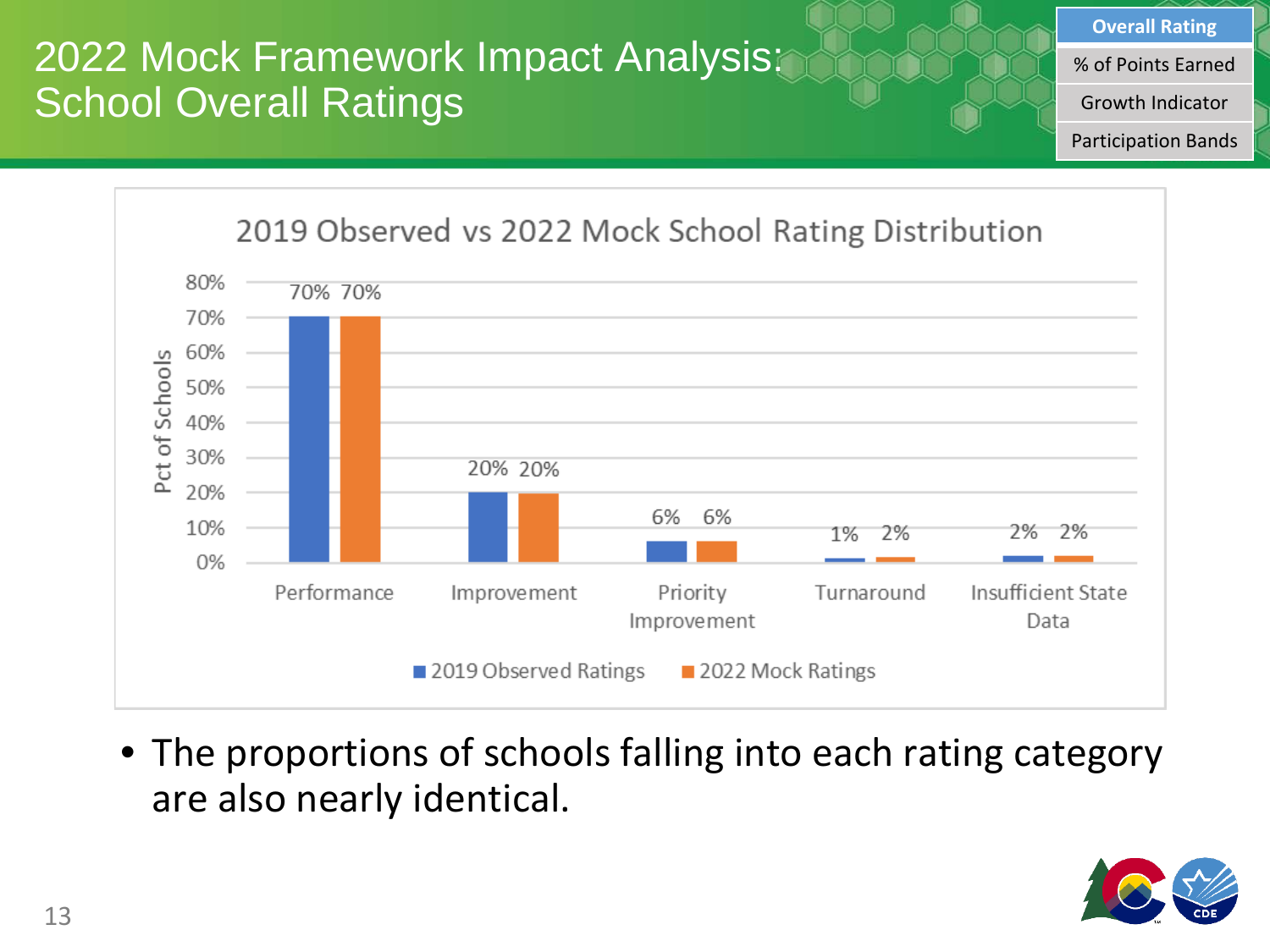# 2022 Mock Framework Impact Analysis: School Overall Ratings

| Overall Rating |
|---|
| % of Points Earned |
| Growth Indicator |
| Participation Bands |

**2019 Observed vs 2022 Mock School Rating Distribution**

| Rating | 2019 Observed Ratings | 2022 Mock Ratings |
|---|---|---|
| Performance | 70% | 70% |
| Improvement | 20% | 20% |
| Priority Improvement | 6% | 6% |
| Turnaround | 1% | 2% |
| Insufficient State Data | 2% | 2% |

- The proportions of schools falling into each rating category are also nearly identical.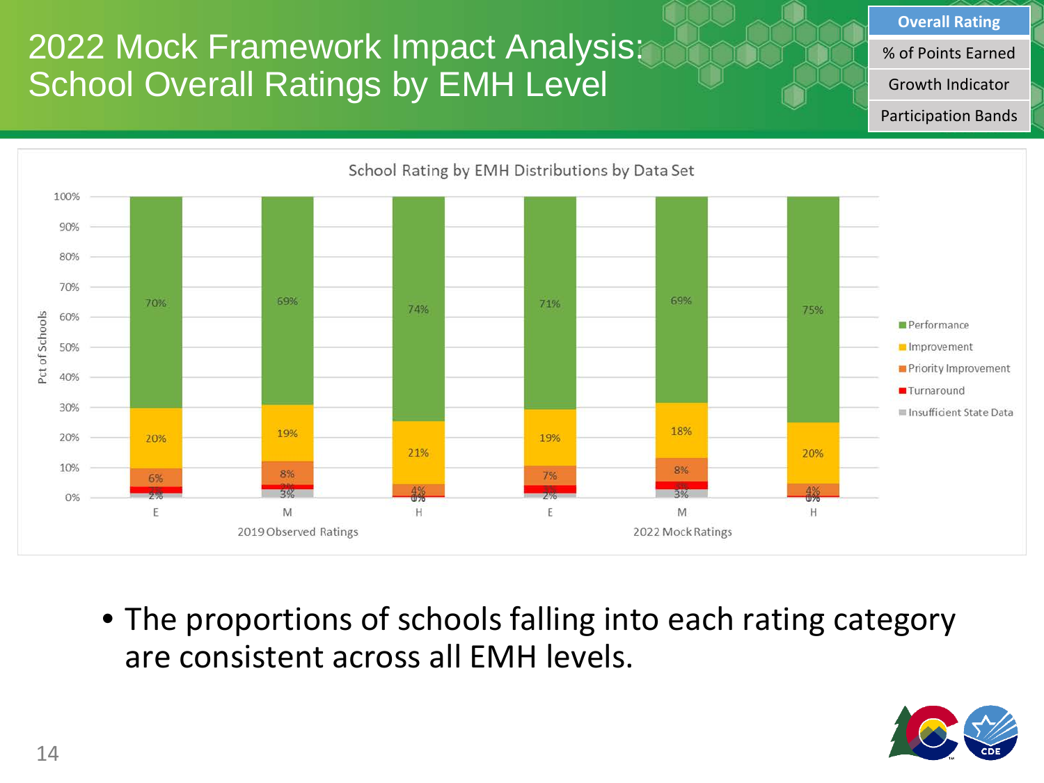# 2022 Mock Framework Impact Analysis: School Overall Ratings by EMH Level

- Overall Rating
- % of Points Earned
- Growth Indicator
- Participation Bands

**School Rating by EMH Distributions by Data Set**

| Data Set | Level | Performance | Improvement | Priority Improvement | Turnaround | Insufficient State Data |
|---|---|---|---|---|---|---|
| 2019 Observed Ratings | E | 70% | 20% | 6% | 2% | 2% |
| 2019 Observed Ratings | M | 69% | 19% | 8% | 2% | 3% |
| 2019 Observed Ratings | H | 74% | 21% | 4% | 0% | 0% |
| 2022 Mock Ratings | E | 71% | 19% | 7% | 2% | 2% |
| 2022 Mock Ratings | M | 69% | 18% | 8% | 3% | 3% |
| 2022 Mock Ratings | H | 75% | 20% | 4% | 0% | 0% |

- The proportions of schools falling into each rating category are consistent across all EMH levels.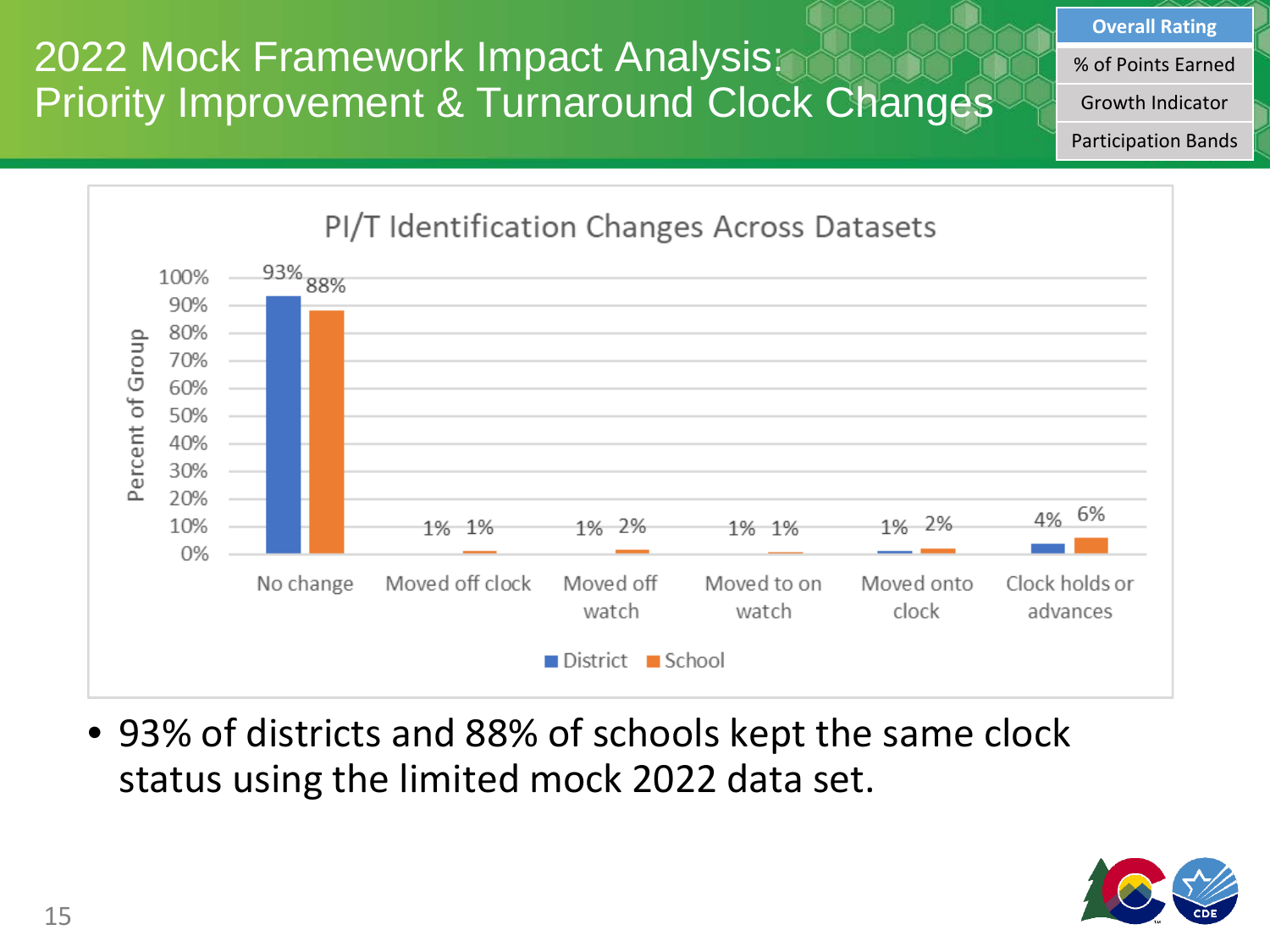# 2022 Mock Framework Impact Analysis: Priority Improvement & Turnaround Clock Changes

- Overall Rating
- % of Points Earned
- Growth Indicator
- Participation Bands

**PI/T Identification Changes Across Datasets**

| | District | School |
|---|---|---|
| No change | 93% | 88% |
| Moved off clock | 1% | 1% |
| Moved off watch | 1% | 2% |
| Moved to on watch | 1% | 1% |
| Moved onto clock | 1% | 2% |
| Clock holds or advances | 4% | 6% |

- 93% of districts and 88% of schools kept the same clock status using the limited mock 2022 data set.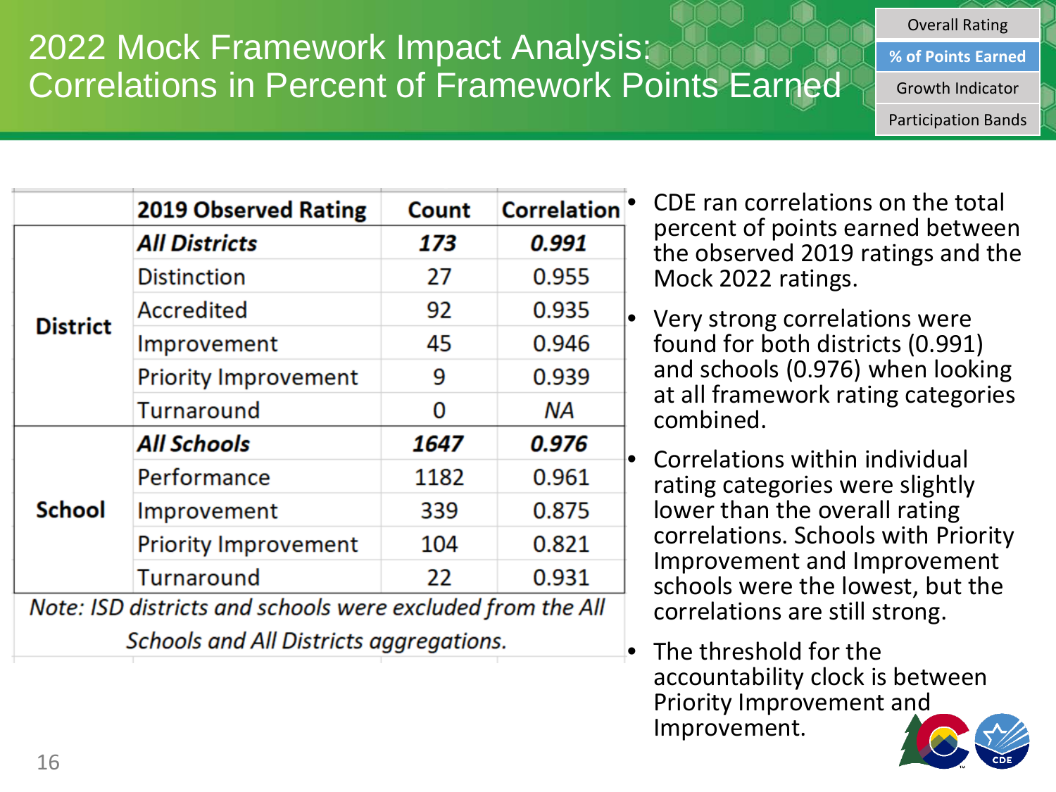# 2022 Mock Framework Impact Analysis: Correlations in Percent of Framework Points Earned

- Overall Rating
- **% of Points Earned**
- Growth Indicator
- Participation Bands

| | 2019 Observed Rating | Count | Correlation |
|---|---|---|---|
| **District** | ***All Districts*** | ***173*** | ***0.991*** |
| | Distinction | 27 | 0.955 |
| | Accredited | 92 | 0.935 |
| | Improvement | 45 | 0.946 |
| | Priority Improvement | 9 | 0.939 |
| | Turnaround | 0 | *NA* |
| **School** | ***All Schools*** | ***1647*** | ***0.976*** |
| | Performance | 1182 | 0.961 |
| | Improvement | 339 | 0.875 |
| | Priority Improvement | 104 | 0.821 |
| | Turnaround | 22 | 0.931 |

*Note: ISD districts and schools were excluded from the All Schools and All Districts aggregations.*

- CDE ran correlations on the total percent of points earned between the observed 2019 ratings and the Mock 2022 ratings.
- Very strong correlations were found for both districts (0.991) and schools (0.976) when looking at all framework rating categories combined.
- Correlations within individual rating categories were slightly lower than the overall rating correlations. Schools with Priority Improvement and Improvement schools were the lowest, but the correlations are still strong.
- The threshold for the accountability clock is between Priority Improvement and Improvement.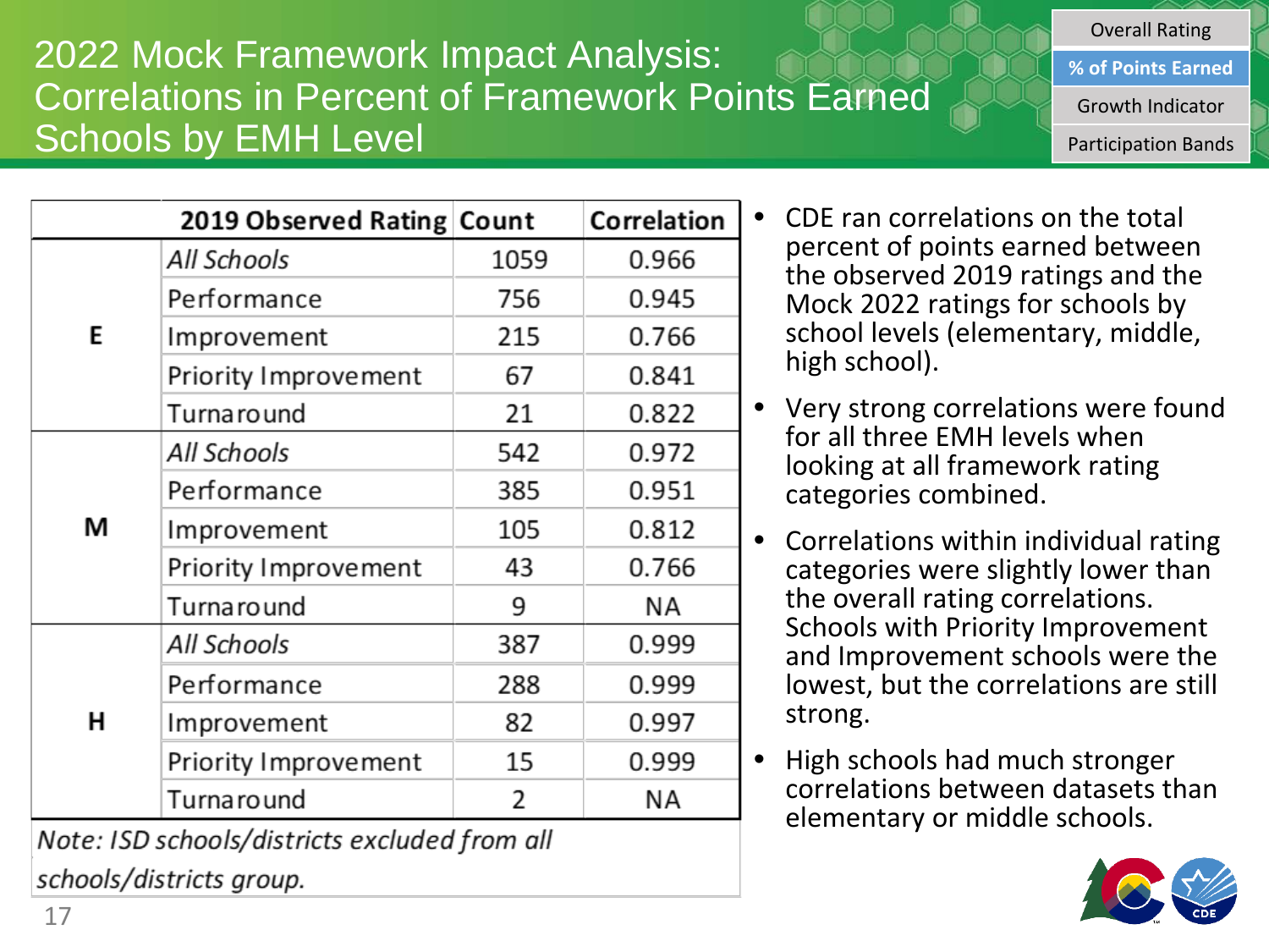# 2022 Mock Framework Impact Analysis: Correlations in Percent of Framework Points Earned Schools by EMH Level

- Overall Rating
- **% of Points Earned**
- Growth Indicator
- Participation Bands

| | 2019 Observed Rating | Count | Correlation |
|---|---|---|---|
| **E** | *All Schools* | 1059 | 0.966 |
| | Performance | 756 | 0.945 |
| | Improvement | 215 | 0.766 |
| | Priority Improvement | 67 | 0.841 |
| | Turnaround | 21 | 0.822 |
| **M** | *All Schools* | 542 | 0.972 |
| | Performance | 385 | 0.951 |
| | Improvement | 105 | 0.812 |
| | Priority Improvement | 43 | 0.766 |
| | Turnaround | 9 | NA |
| **H** | *All Schools* | 387 | 0.999 |
| | Performance | 288 | 0.999 |
| | Improvement | 82 | 0.997 |
| | Priority Improvement | 15 | 0.999 |
| | Turnaround | 2 | NA |

*Note: ISD schools/districts excluded from all schools/districts group.*

- CDE ran correlations on the total percent of points earned between the observed 2019 ratings and the Mock 2022 ratings for schools by school levels (elementary, middle, high school).
- Very strong correlations were found for all three EMH levels when looking at all framework rating categories combined.
- Correlations within individual rating categories were slightly lower than the overall rating correlations. Schools with Priority Improvement and Improvement schools were the lowest, but the correlations are still strong.
- High schools had much stronger correlations between datasets than elementary or middle schools.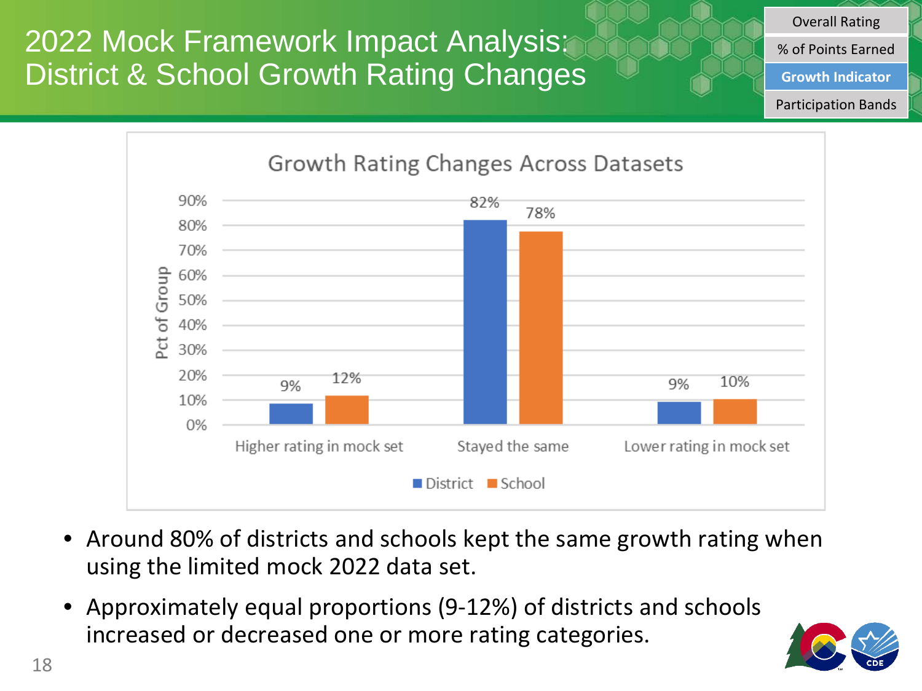# 2022 Mock Framework Impact Analysis: District & School Growth Rating Changes

- Overall Rating
- % of Points Earned
- **Growth Indicator**
- Participation Bands

**Growth Rating Changes Across Datasets**

| | District | School |
|---|---|---|
| Higher rating in mock set | 9% | 12% |
| Stayed the same | 82% | 78% |
| Lower rating in mock set | 9% | 10% |

- Around 80% of districts and schools kept the same growth rating when using the limited mock 2022 data set.
- Approximately equal proportions (9-12%) of districts and schools increased or decreased one or more rating categories.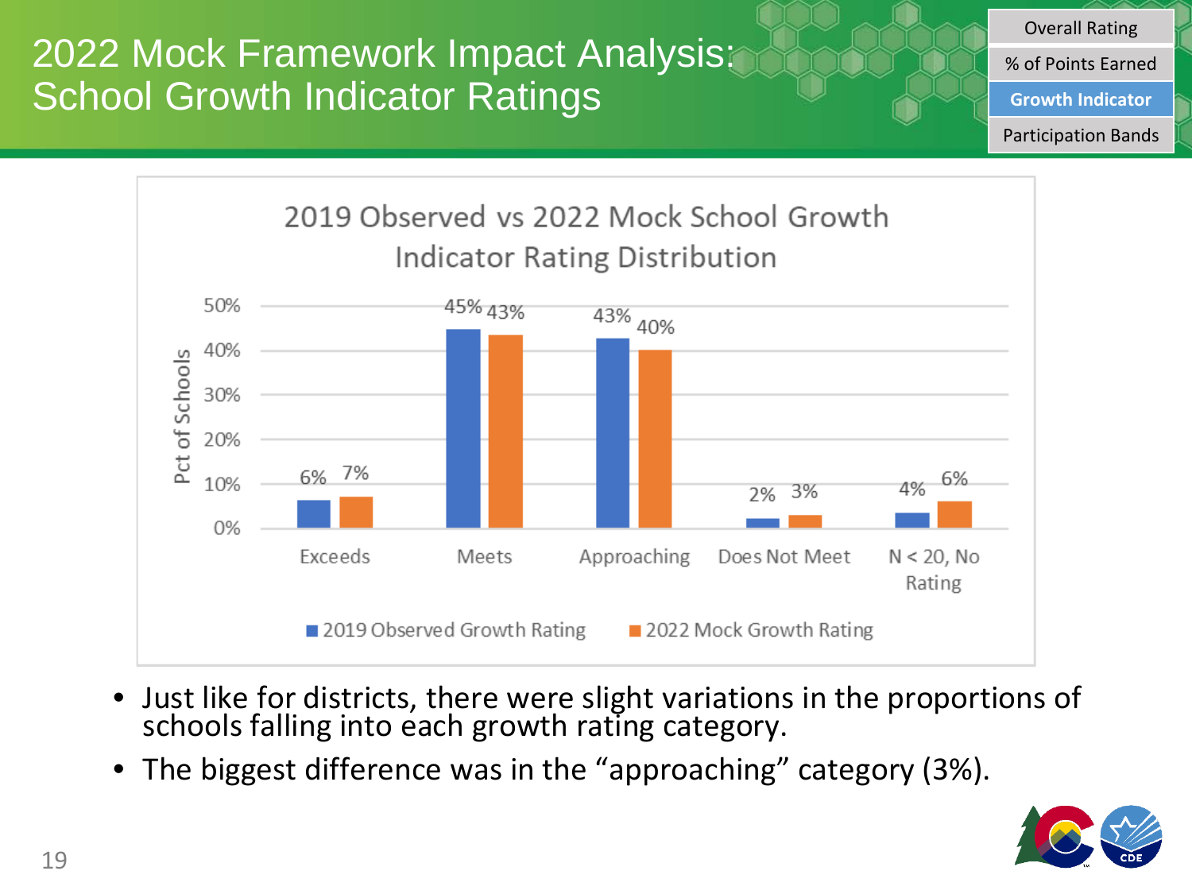# 2022 Mock Framework Impact Analysis: School Growth Indicator Ratings

- Overall Rating
- % of Points Earned
- **Growth Indicator**
- Participation Bands

**2019 Observed vs 2022 Mock School Growth Indicator Rating Distribution**

| Rating | 2019 Observed Growth Rating | 2022 Mock Growth Rating |
| --- | --- | --- |
| Exceeds | 6% | 7% |
| Meets | 45% | 43% |
| Approaching | 43% | 40% |
| Does Not Meet | 2% | 3% |
| N < 20, No Rating | 4% | 6% |

- Just like for districts, there were slight variations in the proportions of schools falling into each growth rating category.
- The biggest difference was in the "approaching" category (3%).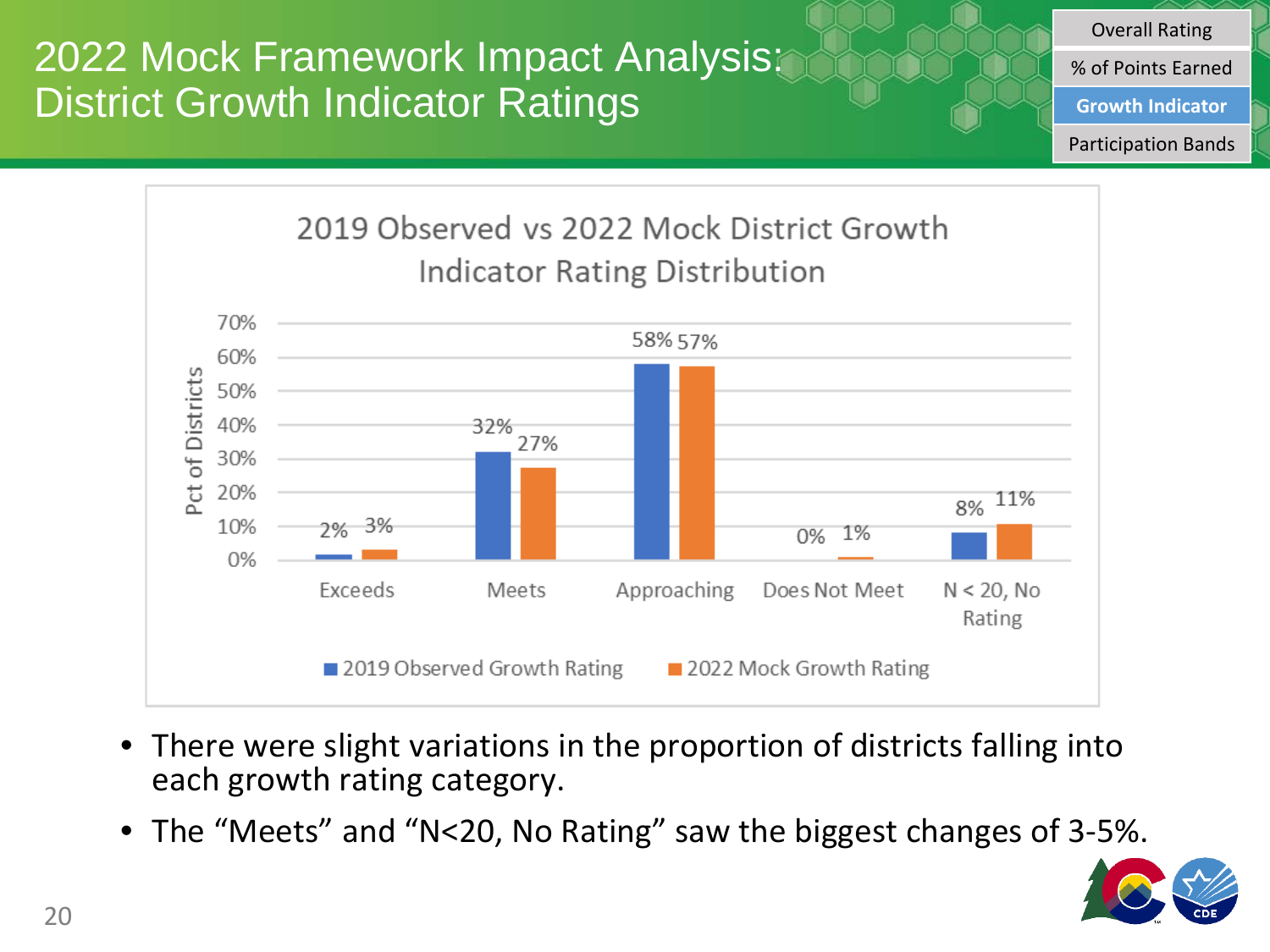# 2022 Mock Framework Impact Analysis: District Growth Indicator Ratings

- Overall Rating
- % of Points Earned
- **Growth Indicator**
- Participation Bands

## 2019 Observed vs 2022 Mock District Growth Indicator Rating Distribution

| Rating | 2019 Observed Growth Rating | 2022 Mock Growth Rating |
|---|---|---|
| Exceeds | 2% | 3% |
| Meets | 32% | 27% |
| Approaching | 58% | 57% |
| Does Not Meet | 0% | 1% |
| N < 20, No Rating | 8% | 11% |

- There were slight variations in the proportion of districts falling into each growth rating category.
- The "Meets" and "N<20, No Rating" saw the biggest changes of 3-5%.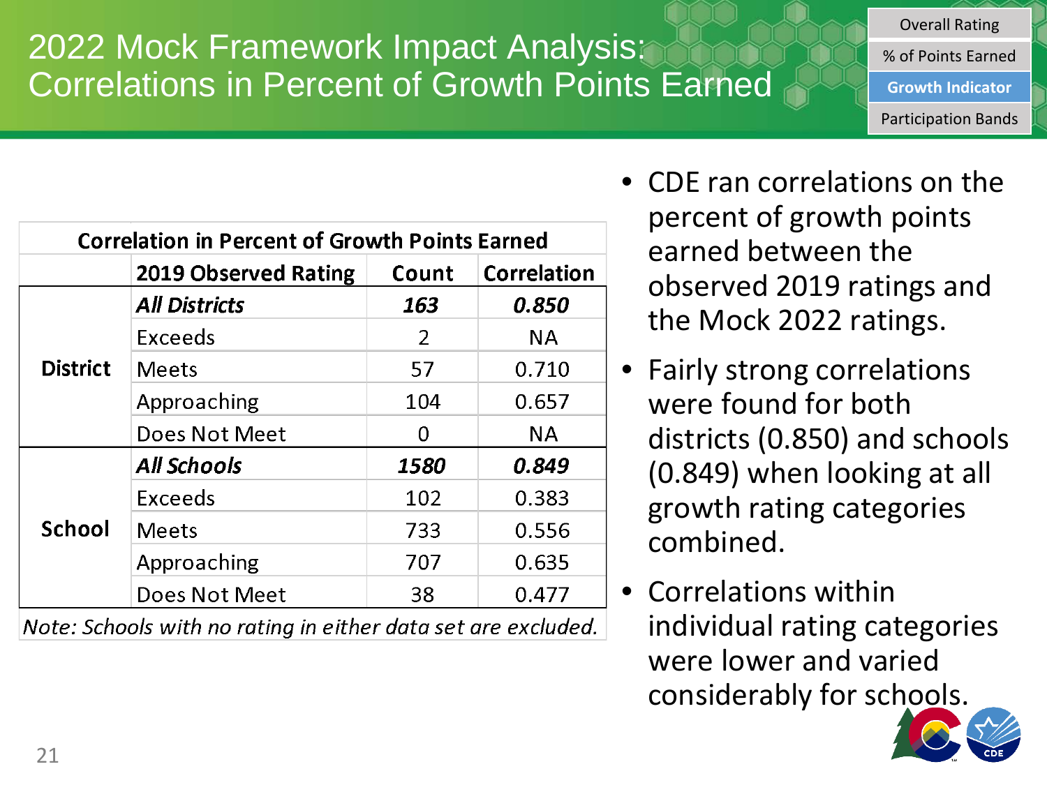# 2022 Mock Framework Impact Analysis: Correlations in Percent of Growth Points Earned

- Overall Rating
- % of Points Earned
- **Growth Indicator**
- Participation Bands

| Correlation in Percent of Growth Points Earned | | | |
|---|---|---|---|
| | **2019 Observed Rating** | **Count** | **Correlation** |
| **District** | ***All Districts*** | ***163*** | ***0.850*** |
| | Exceeds | 2 | NA |
| | Meets | 57 | 0.710 |
| | Approaching | 104 | 0.657 |
| | Does Not Meet | 0 | NA |
| **School** | ***All Schools*** | ***1580*** | ***0.849*** |
| | Exceeds | 102 | 0.383 |
| | Meets | 733 | 0.556 |
| | Approaching | 707 | 0.635 |
| | Does Not Meet | 38 | 0.477 |

*Note: Schools with no rating in either data set are excluded.*

- CDE ran correlations on the percent of growth points earned between the observed 2019 ratings and the Mock 2022 ratings.
- Fairly strong correlations were found for both districts (0.850) and schools (0.849) when looking at all growth rating categories combined.
- Correlations within individual rating categories were lower and varied considerably for schools.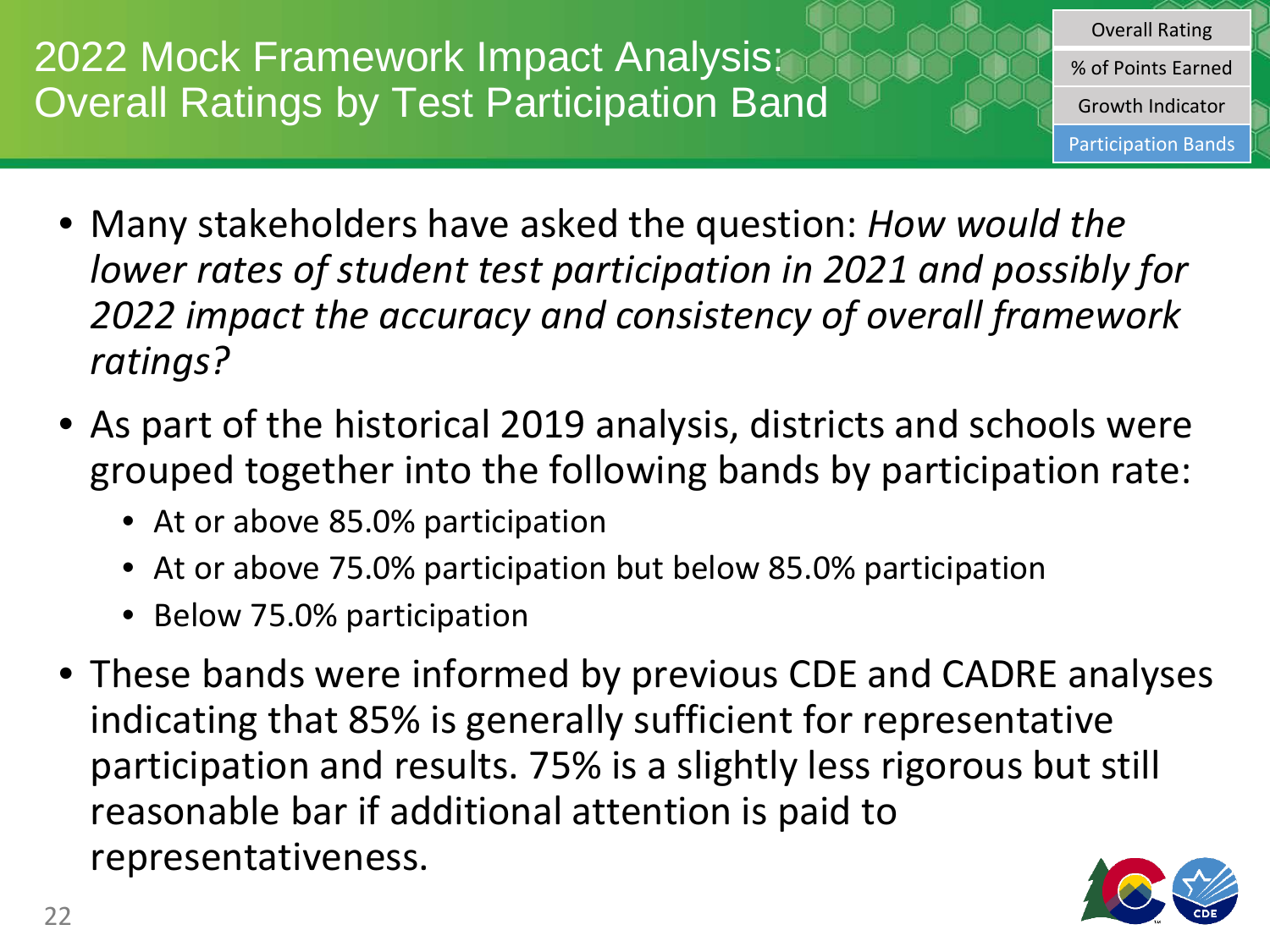# 2022 Mock Framework Impact Analysis: Overall Ratings by Test Participation Band

- Overall Rating
- % of Points Earned
- Growth Indicator
- Participation Bands

- Many stakeholders have asked the question: *How would the lower rates of student test participation in 2021 and possibly for 2022 impact the accuracy and consistency of overall framework ratings?*
- As part of the historical 2019 analysis, districts and schools were grouped together into the following bands by participation rate:
  - At or above 85.0% participation
  - At or above 75.0% participation but below 85.0% participation
  - Below 75.0% participation
- These bands were informed by previous CDE and CADRE analyses indicating that 85% is generally sufficient for representative participation and results. 75% is a slightly less rigorous but still reasonable bar if additional attention is paid to representativeness.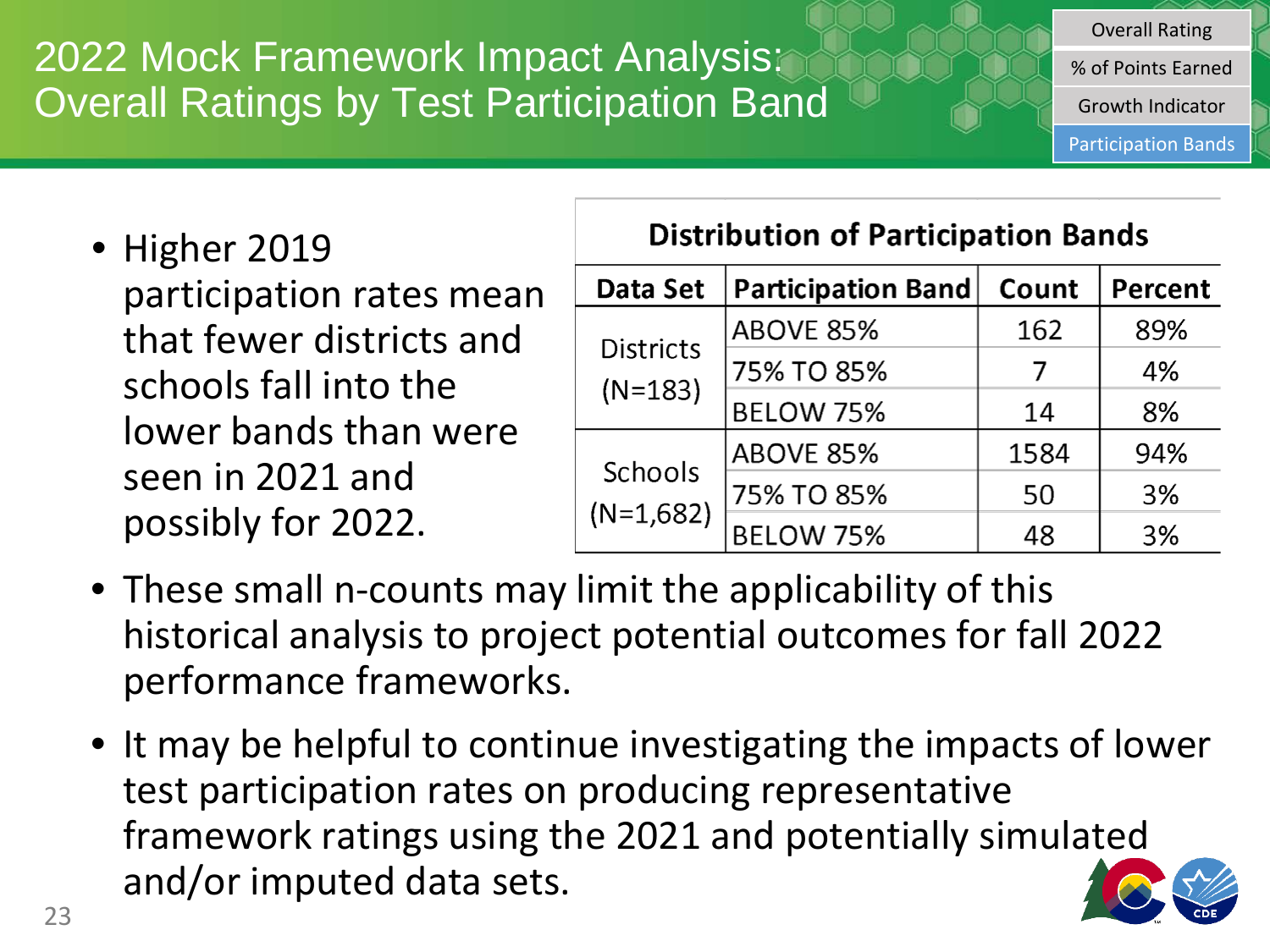# 2022 Mock Framework Impact Analysis: Overall Ratings by Test Participation Band

- Overall Rating
- % of Points Earned
- Growth Indicator
- Participation Bands

- Higher 2019 participation rates mean that fewer districts and schools fall into the lower bands than were seen in 2021 and possibly for 2022.

**Distribution of Participation Bands**

| Data Set | Participation Band | Count | Percent |
|---|---|---|---|
| Districts (N=183) | ABOVE 85% | 162 | 89% |
| | 75% TO 85% | 7 | 4% |
| | BELOW 75% | 14 | 8% |
| Schools (N=1,682) | ABOVE 85% | 1584 | 94% |
| | 75% TO 85% | 50 | 3% |
| | BELOW 75% | 48 | 3% |

- These small n-counts may limit the applicability of this historical analysis to project potential outcomes for fall 2022 performance frameworks.
- It may be helpful to continue investigating the impacts of lower test participation rates on producing representative framework ratings using the 2021 and potentially simulated and/or imputed data sets.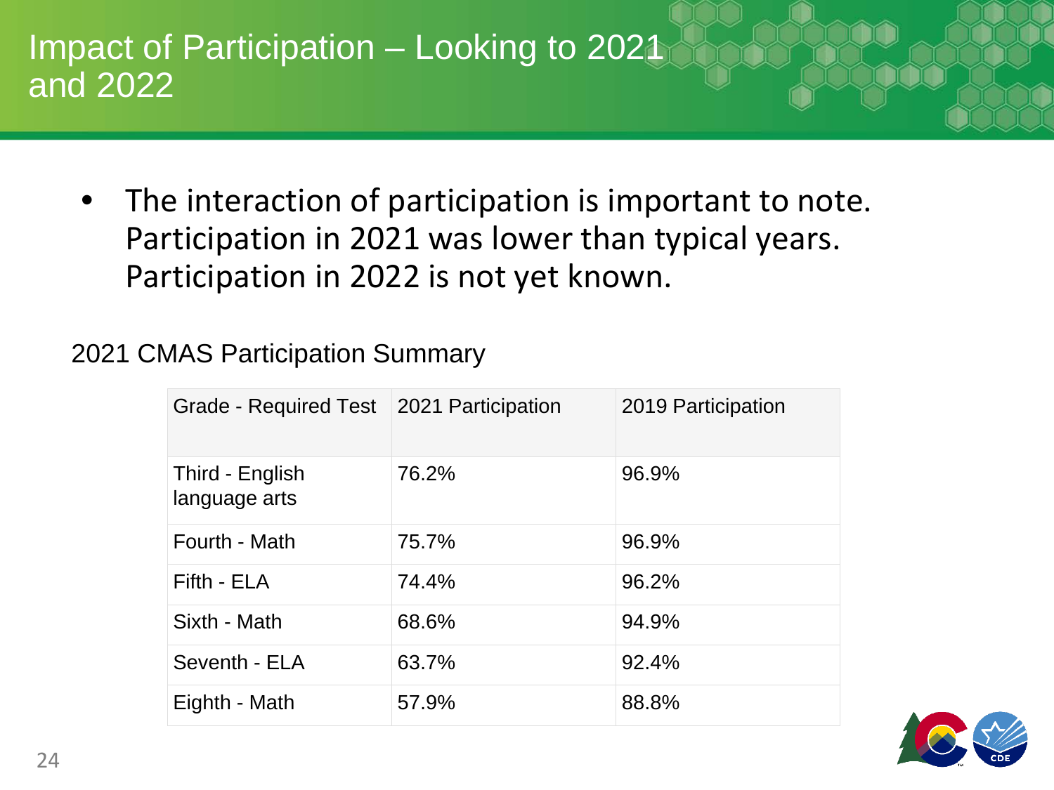# Impact of Participation – Looking to 2021 and 2022

- The interaction of participation is important to note. Participation in 2021 was lower than typical years. Participation in 2022 is not yet known.

2021 CMAS Participation Summary

| Grade - Required Test | 2021 Participation | 2019 Participation |
|---|---|---|
| Third - English language arts | 76.2% | 96.9% |
| Fourth - Math | 75.7% | 96.9% |
| Fifth - ELA | 74.4% | 96.2% |
| Sixth - Math | 68.6% | 94.9% |
| Seventh - ELA | 63.7% | 92.4% |
| Eighth - Math | 57.9% | 88.8% |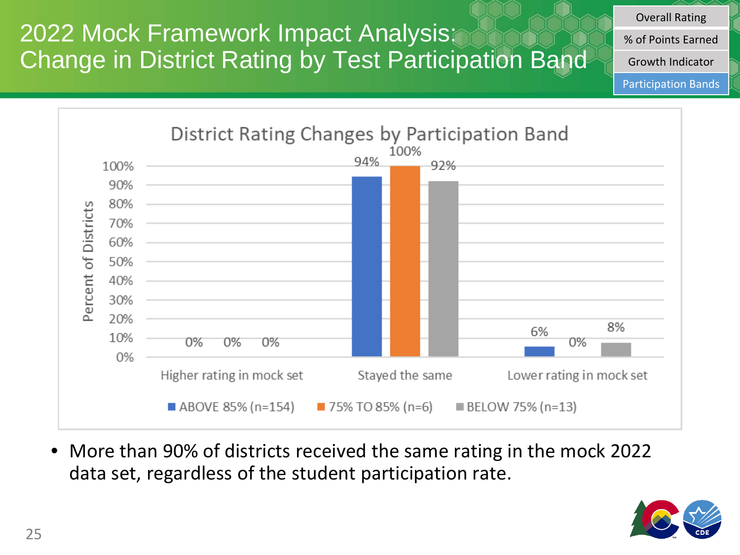# 2022 Mock Framework Impact Analysis: Change in District Rating by Test Participation Band

- Overall Rating
- % of Points Earned
- Growth Indicator
- Participation Bands

**District Rating Changes by Participation Band**

| | ABOVE 85% (n=154) | 75% TO 85% (n=6) | BELOW 75% (n=13) |
|---|---|---|---|
| Higher rating in mock set | 0% | 0% | 0% |
| Stayed the same | 94% | 100% | 92% |
| Lower rating in mock set | 6% | 0% | 8% |

- More than 90% of districts received the same rating in the mock 2022 data set, regardless of the student participation rate.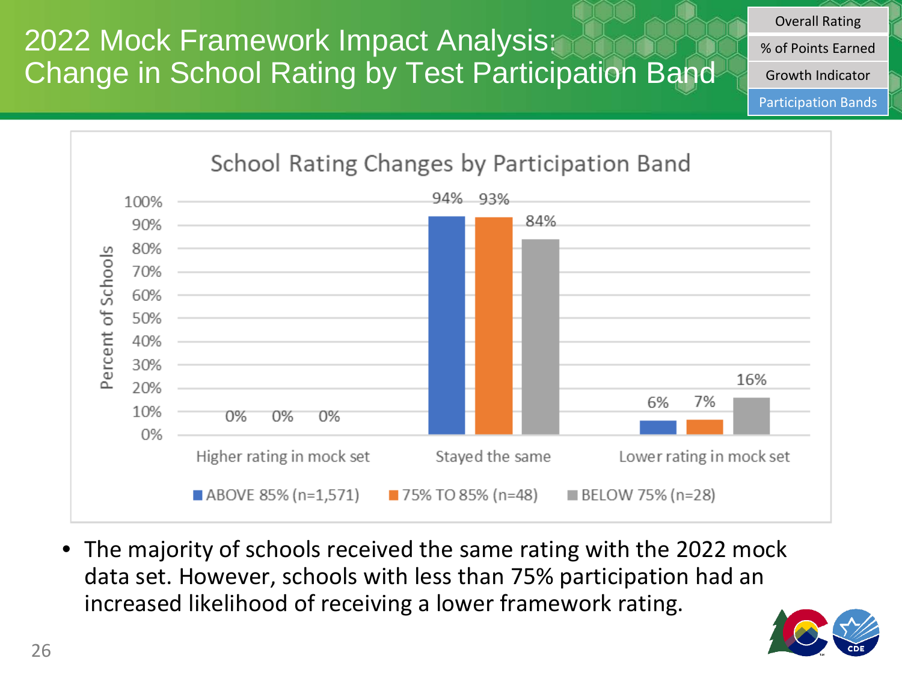# 2022 Mock Framework Impact Analysis: Change in School Rating by Test Participation Band

- Overall Rating
- % of Points Earned
- Growth Indicator
- Participation Bands

## School Rating Changes by Participation Band

| | ABOVE 85% (n=1,571) | 75% TO 85% (n=48) | BELOW 75% (n=28) |
|---|---|---|---|
| Higher rating in mock set | 0% | 0% | 0% |
| Stayed the same | 94% | 93% | 84% |
| Lower rating in mock set | 6% | 7% | 16% |

- The majority of schools received the same rating with the 2022 mock data set. However, schools with less than 75% participation had an increased likelihood of receiving a lower framework rating.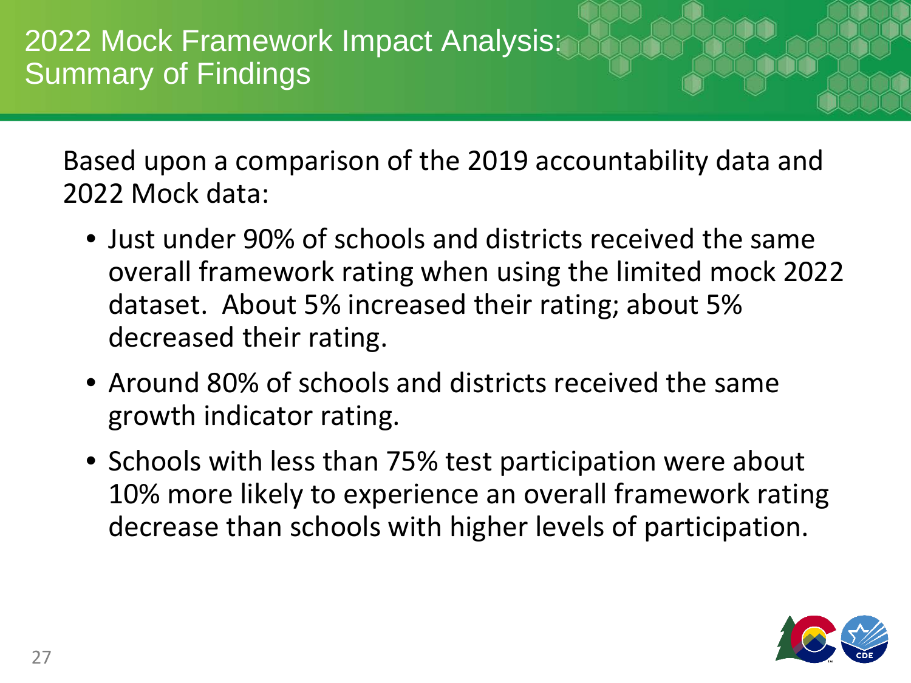# 2022 Mock Framework Impact Analysis: Summary of Findings

Based upon a comparison of the 2019 accountability data and 2022 Mock data:

- Just under 90% of schools and districts received the same overall framework rating when using the limited mock 2022 dataset. About 5% increased their rating; about 5% decreased their rating.
- Around 80% of schools and districts received the same growth indicator rating.
- Schools with less than 75% test participation were about 10% more likely to experience an overall framework rating decrease than schools with higher levels of participation.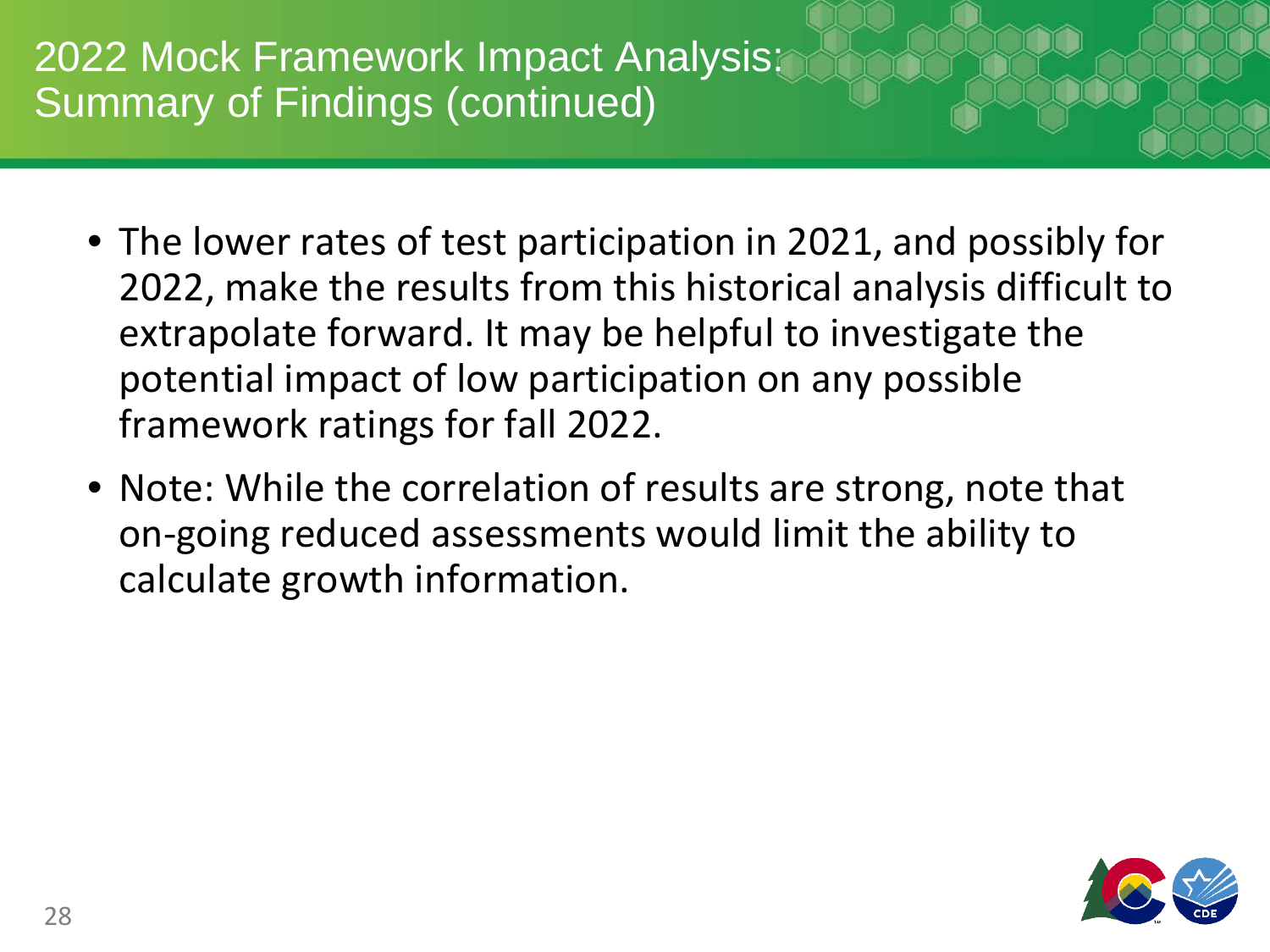# 2022 Mock Framework Impact Analysis: Summary of Findings (continued)

- The lower rates of test participation in 2021, and possibly for 2022, make the results from this historical analysis difficult to extrapolate forward. It may be helpful to investigate the potential impact of low participation on any possible framework ratings for fall 2022.
- Note: While the correlation of results are strong, note that on-going reduced assessments would limit the ability to calculate growth information.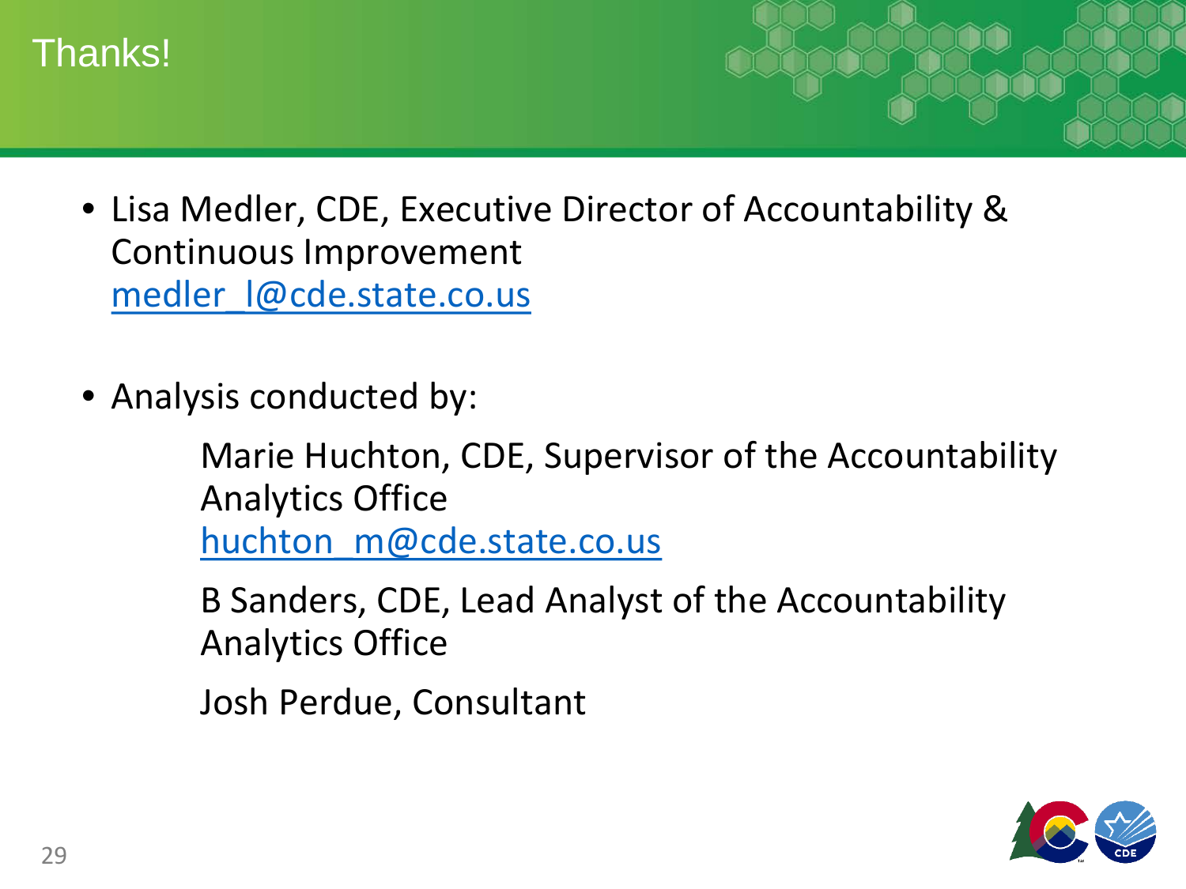# Thanks!

- Lisa Medler, CDE, Executive Director of Accountability & Continuous Improvement
  medler_l@cde.state.co.us

- Analysis conducted by:

  Marie Huchton, CDE, Supervisor of the Accountability Analytics Office
  huchton_m@cde.state.co.us

  B Sanders, CDE, Lead Analyst of the Accountability Analytics Office

  Josh Perdue, Consultant